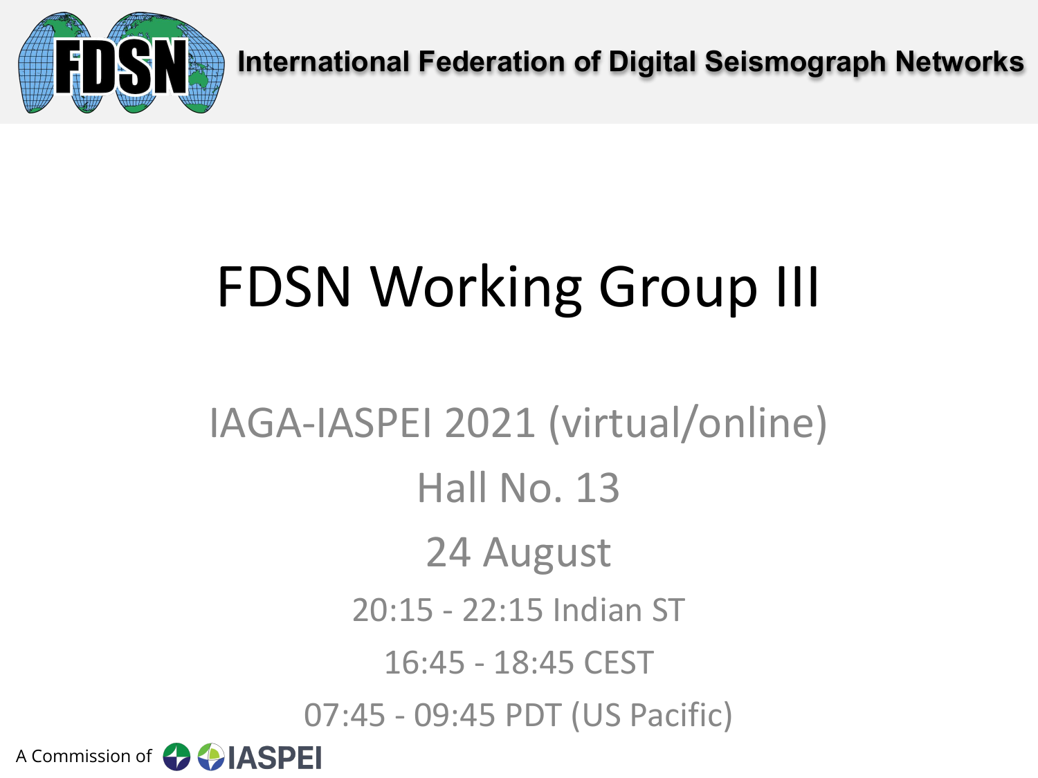International Federation of Digital Seismograph Networks

# FDSN Working Group III

IAGA-IASPEI 2021 (virtual/online)

Hall No. 13

24 August

20:15 - 22:15 Indian ST

16:45 - 18:45 CEST

07:45 - 09:45 PDT (US Pacific)

A Commission of IASPEI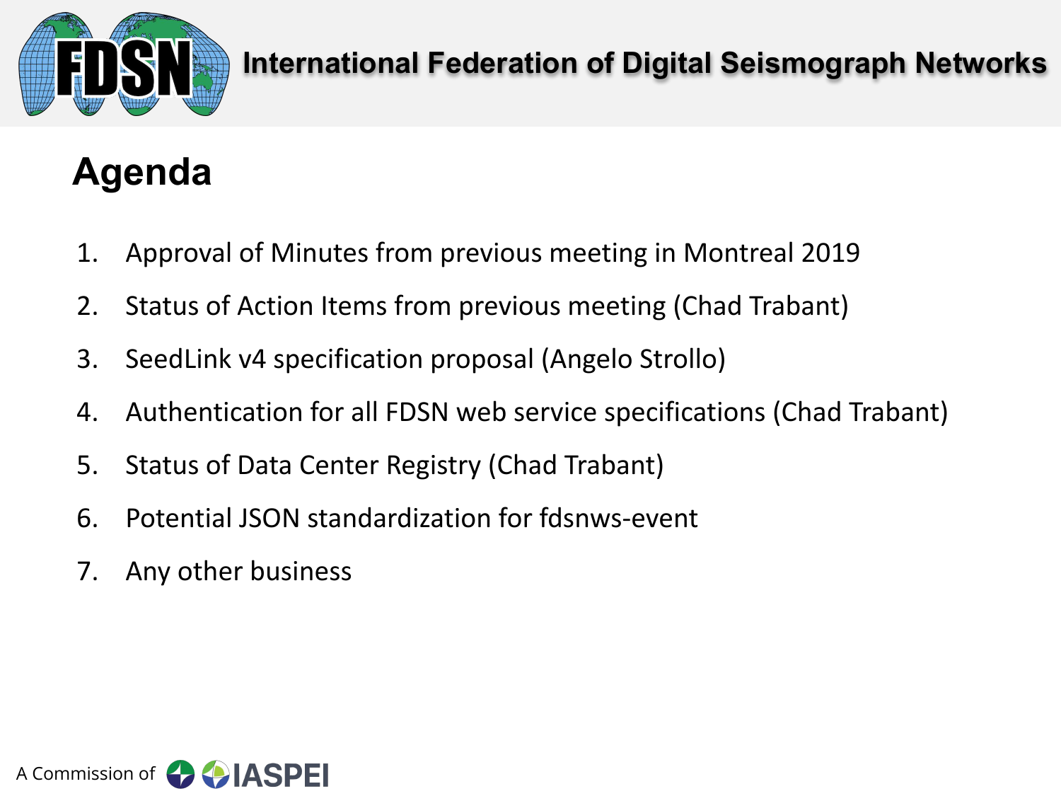## Agenda

1. Approval of Minutes from previous meeting in Montreal 2019
2. Status of Action Items from previous meeting (Chad Trabant)
3. SeedLink v4 specification proposal (Angelo Strollo)
4. Authentication for all FDSN web service specifications (Chad Trabant)
5. Status of Data Center Registry (Chad Trabant)
6. Potential JSON standardization for fdsnws-event
7. Any other business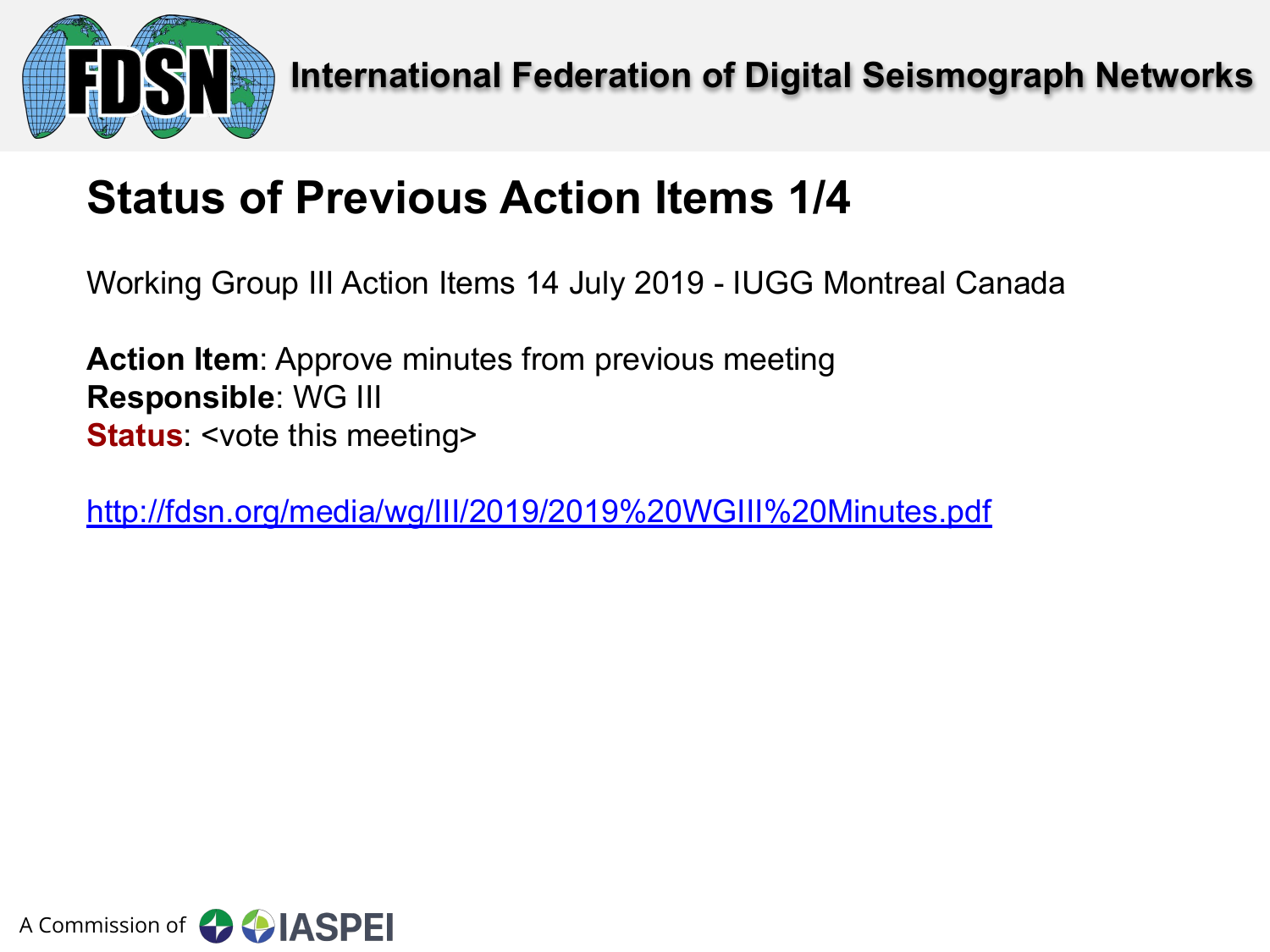# Status of Previous Action Items 1/4

Working Group III Action Items 14 July 2019 - IUGG Montreal Canada

**Action Item**: Approve minutes from previous meeting
**Responsible**: WG III
**Status**: <vote this meeting>

http://fdsn.org/media/wg/III/2019/2019%20WGIII%20Minutes.pdf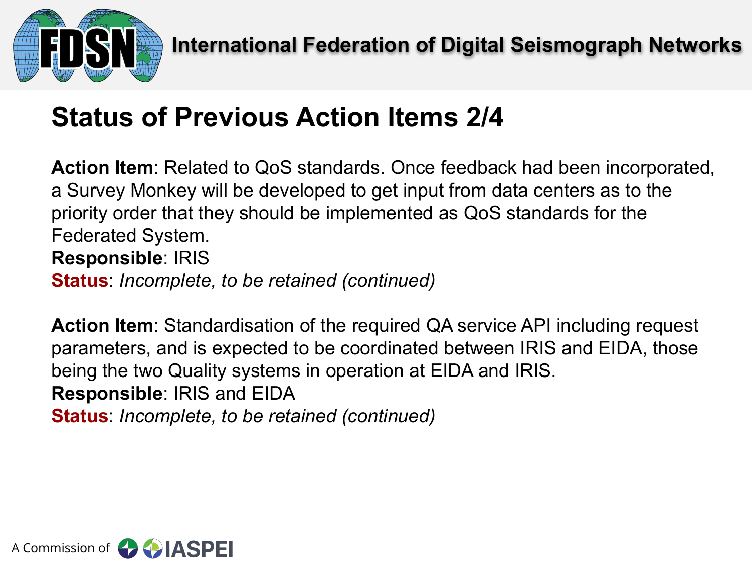## Status of Previous Action Items 2/4

**Action Item**: Related to QoS standards. Once feedback had been incorporated, a Survey Monkey will be developed to get input from data centers as to the priority order that they should be implemented as QoS standards for the Federated System.
**Responsible**: IRIS
**Status**: *Incomplete, to be retained (continued)*

**Action Item**: Standardisation of the required QA service API including request parameters, and is expected to be coordinated between IRIS and EIDA, those being the two Quality systems in operation at EIDA and IRIS.
**Responsible**: IRIS and EIDA
**Status**: *Incomplete, to be retained (continued)*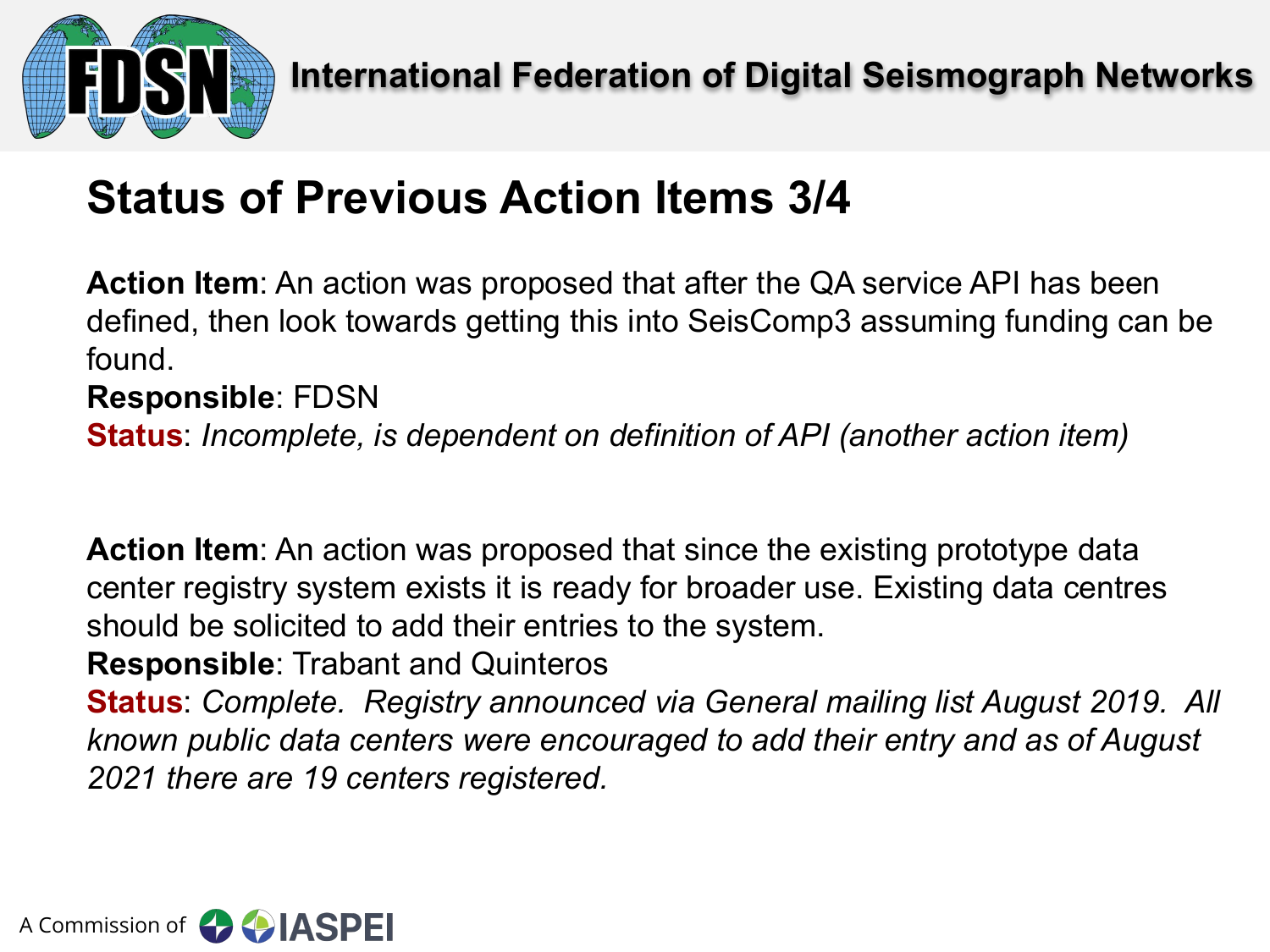## Status of Previous Action Items 3/4

**Action Item**: An action was proposed that after the QA service API has been defined, then look towards getting this into SeisComp3 assuming funding can be found.
**Responsible**: FDSN
**Status**: *Incomplete, is dependent on definition of API (another action item)*

**Action Item**: An action was proposed that since the existing prototype data center registry system exists it is ready for broader use. Existing data centres should be solicited to add their entries to the system.
**Responsible**: Trabant and Quinteros
**Status**: *Complete. Registry announced via General mailing list August 2019. All known public data centers were encouraged to add their entry and as of August 2021 there are 19 centers registered.*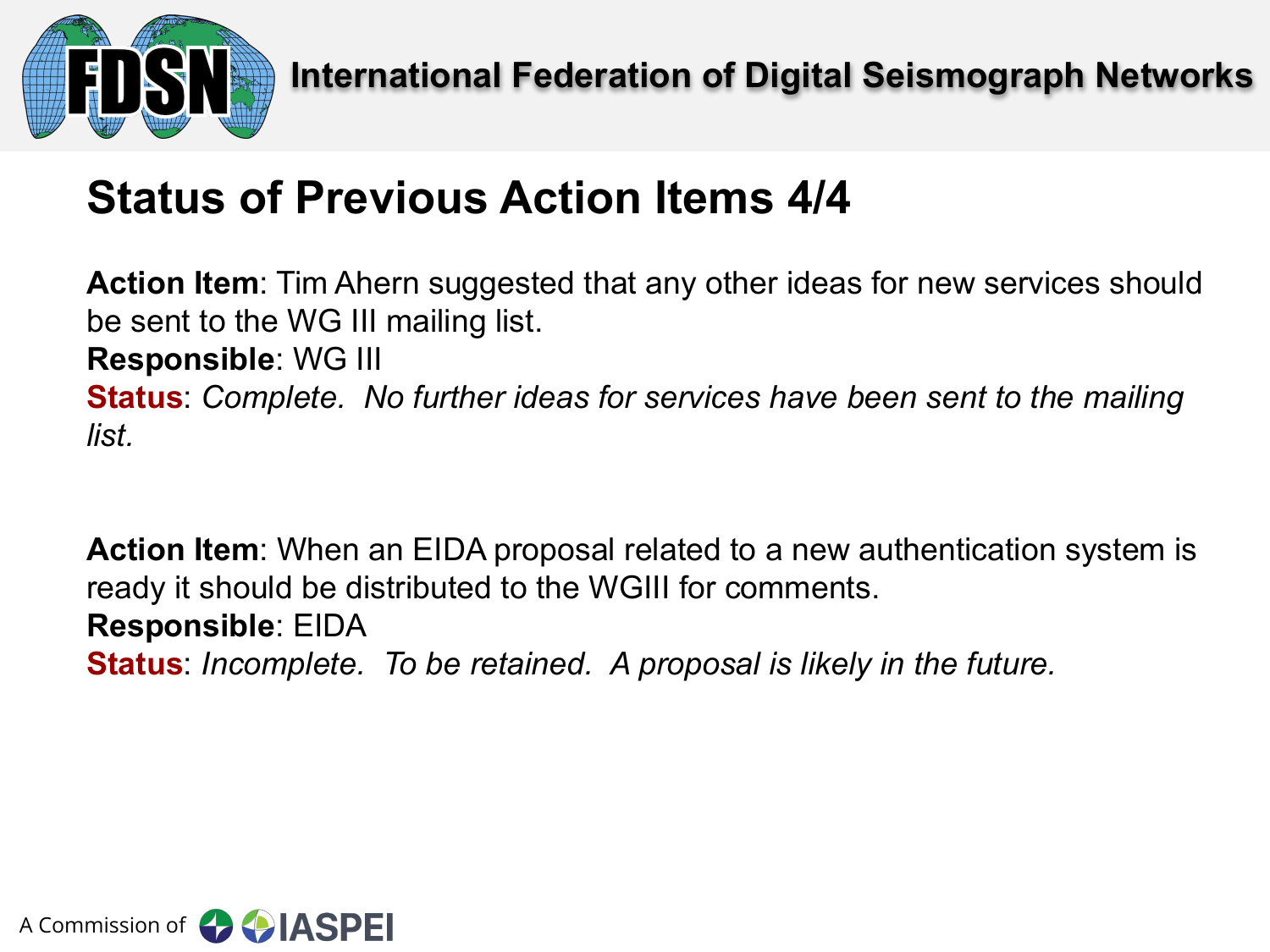## Status of Previous Action Items 4/4

**Action Item**: Tim Ahern suggested that any other ideas for new services should be sent to the WG III mailing list.
**Responsible**: WG III
**Status**: *Complete. No further ideas for services have been sent to the mailing list.*

**Action Item**: When an EIDA proposal related to a new authentication system is ready it should be distributed to the WGIII for comments.
**Responsible**: EIDA
**Status**: *Incomplete. To be retained. A proposal is likely in the future.*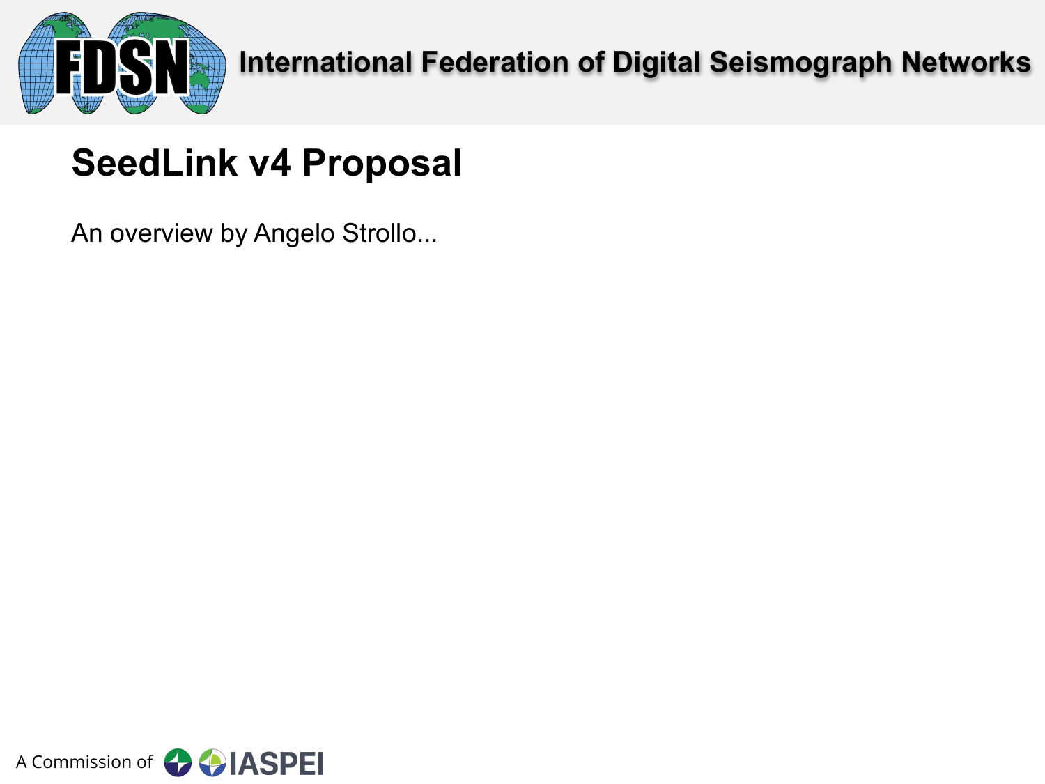## SeedLink v4 Proposal

An overview by Angelo Strollo...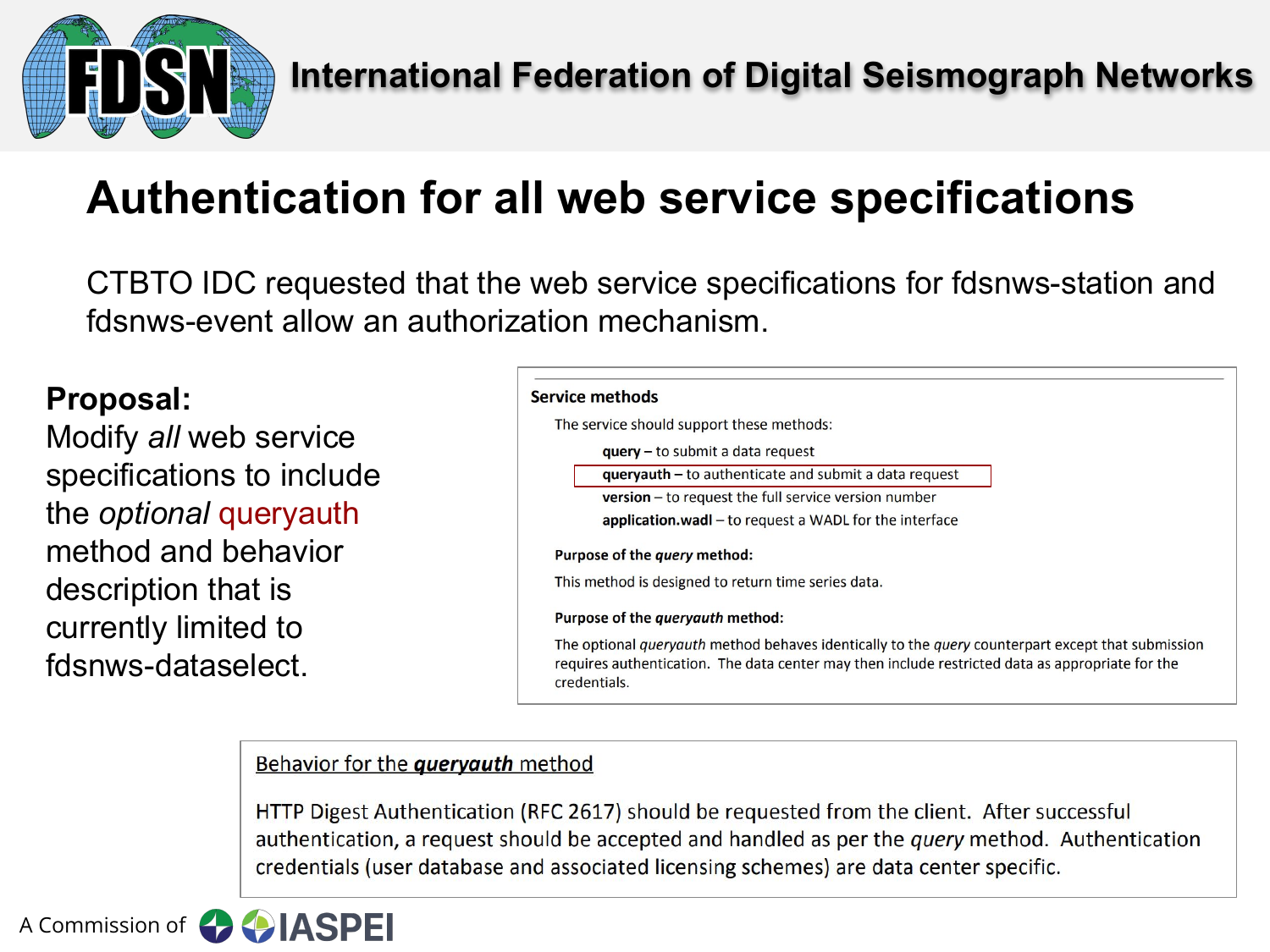# Authentication for all web service specifications

CTBTO IDC requested that the web service specifications for fdsnws-station and fdsnws-event allow an authorization mechanism.

**Proposal:**
Modify *all* web service specifications to include the *optional* queryauth method and behavior description that is currently limited to fdsnws-dataselect.

**Service methods**

The service should support these methods:

- **query** – to submit a data request
- **queryauth** – to authenticate and submit a data request
- **version** – to request the full service version number
- **application.wadl** – to request a WADL for the interface

**Purpose of the *query* method:**

This method is designed to return time series data.

**Purpose of the *queryauth* method:**

The optional *queryauth* method behaves identically to the *query* counterpart except that submission requires authentication. The data center may then include restricted data as appropriate for the credentials.

Behavior for the ***queryauth*** method

HTTP Digest Authentication (RFC 2617) should be requested from the client. After successful authentication, a request should be accepted and handled as per the *query* method. Authentication credentials (user database and associated licensing schemes) are data center specific.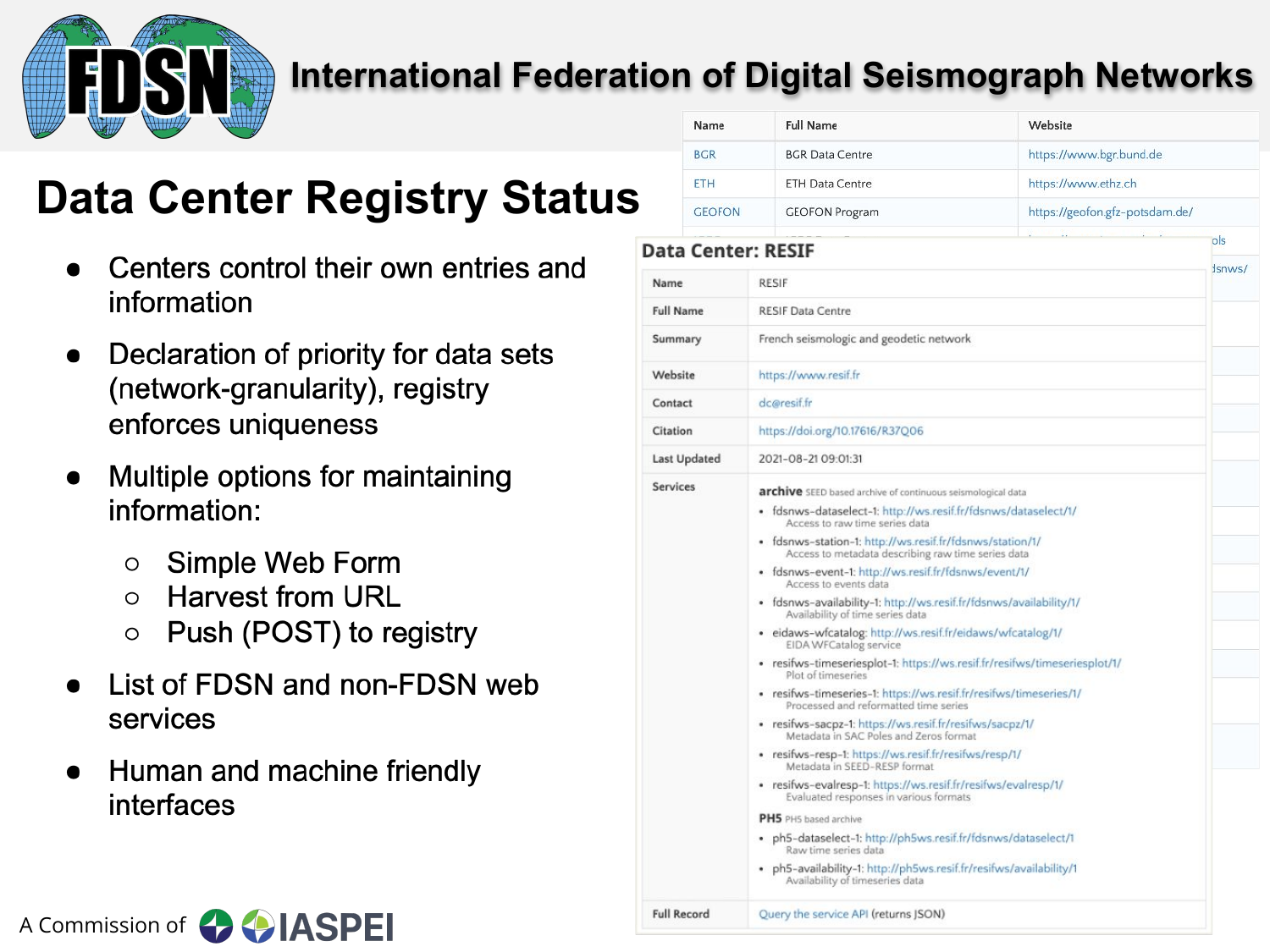# International Federation of Digital Seismograph Networks

## Data Center Registry Status

- Centers control their own entries and information
- Declaration of priority for data sets (network-granularity), registry enforces uniqueness
- Multiple options for maintaining information:
  - Simple Web Form
  - Harvest from URL
  - Push (POST) to registry
- List of FDSN and non-FDSN web services
- Human and machine friendly interfaces

| Name | Full Name | Website |
|---|---|---|
| BGR | BGR Data Centre | https://www.bgr.bund.de |
| ETH | ETH Data Centre | https://www.ethz.ch |
| GEOFON | GEOFON Program | https://geofon.gfz-potsdam.de/ |

### Data Center: RESIF

| | |
|---|---|
| Name | RESIF |
| Full Name | RESIF Data Centre |
| Summary | French seismologic and geodetic network |
| Website | https://www.resif.fr |
| Contact | dc@resif.fr |
| Citation | https://doi.org/10.17616/R37Q06 |
| Last Updated | 2021-08-21 09:01:31 |
| Services | **archive** SEED based archive of continuous seismological data<br>• fdsnws-dataselect-1: http://ws.resif.fr/fdsnws/dataselect/1/ Access to raw time series data<br>• fdsnws-station-1: http://ws.resif.fr/fdsnws/station/1/ Access to metadata describing raw time series data<br>• fdsnws-event-1: http://ws.resif.fr/fdsnws/event/1/ Access to events data<br>• fdsnws-availability-1: http://ws.resif.fr/fdsnws/availability/1/ Availability of time series data<br>• eidaws-wfcatalog: http://ws.resif.fr/eidaws/wfcatalog/1/ EIDA WFCatalog service<br>• resifws-timeseriesplot-1: https://ws.resif.fr/resifws/timeseriesplot/1/ Plot of timeseries<br>• resifws-timeseries-1: https://ws.resif.fr/resifws/timeseries/1/ Processed and reformatted time series<br>• resifws-sacpz-1: https://ws.resif.fr/resifws/sacpz/1/ Metadata in SAC Poles and Zeros format<br>• resifws-resp-1: https://ws.resif.fr/resifws/resp/1/ Metadata in SEED-RESP format<br>• resifws-evalresp-1: https://ws.resif.fr/resifws/evalresp/1/ Evaluated responses in various formats<br>**PH5** PH5 based archive<br>• ph5-dataselect-1: http://ph5ws.resif.fr/fdsnws/dataselect/1 Raw time series data<br>• ph5-availability-1: http://ph5ws.resif.fr/resifws/availability/1 Availability of timeseries data |
| Full Record | Query the service API (returns JSON) |

A Commission of IASPEI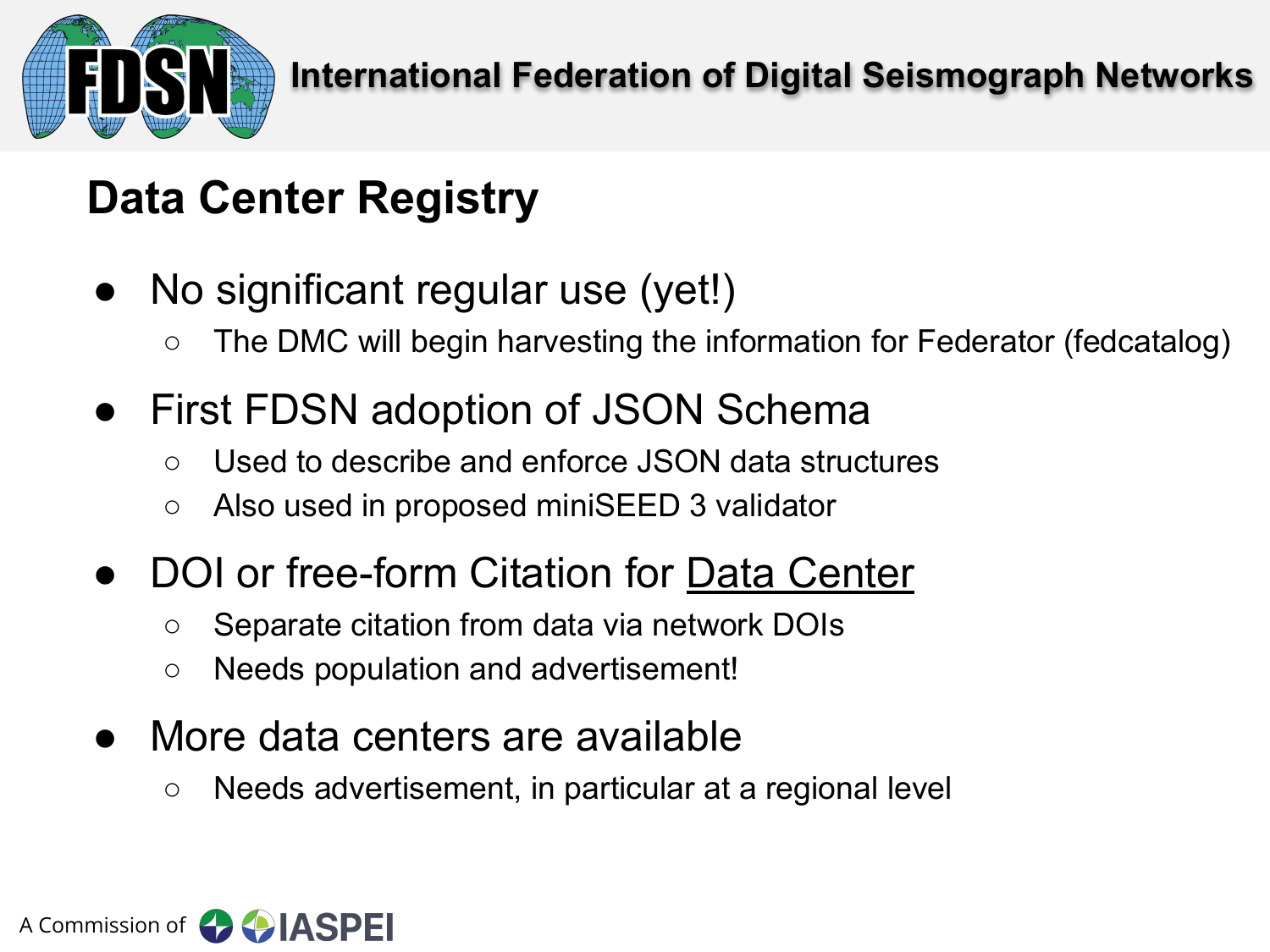## Data Center Registry

- No significant regular use (yet!)
  - The DMC will begin harvesting the information for Federator (fedcatalog)
- First FDSN adoption of JSON Schema
  - Used to describe and enforce JSON data structures
  - Also used in proposed miniSEED 3 validator
- DOI or free-form Citation for Data Center
  - Separate citation from data via network DOIs
  - Needs population and advertisement!
- More data centers are available
  - Needs advertisement, in particular at a regional level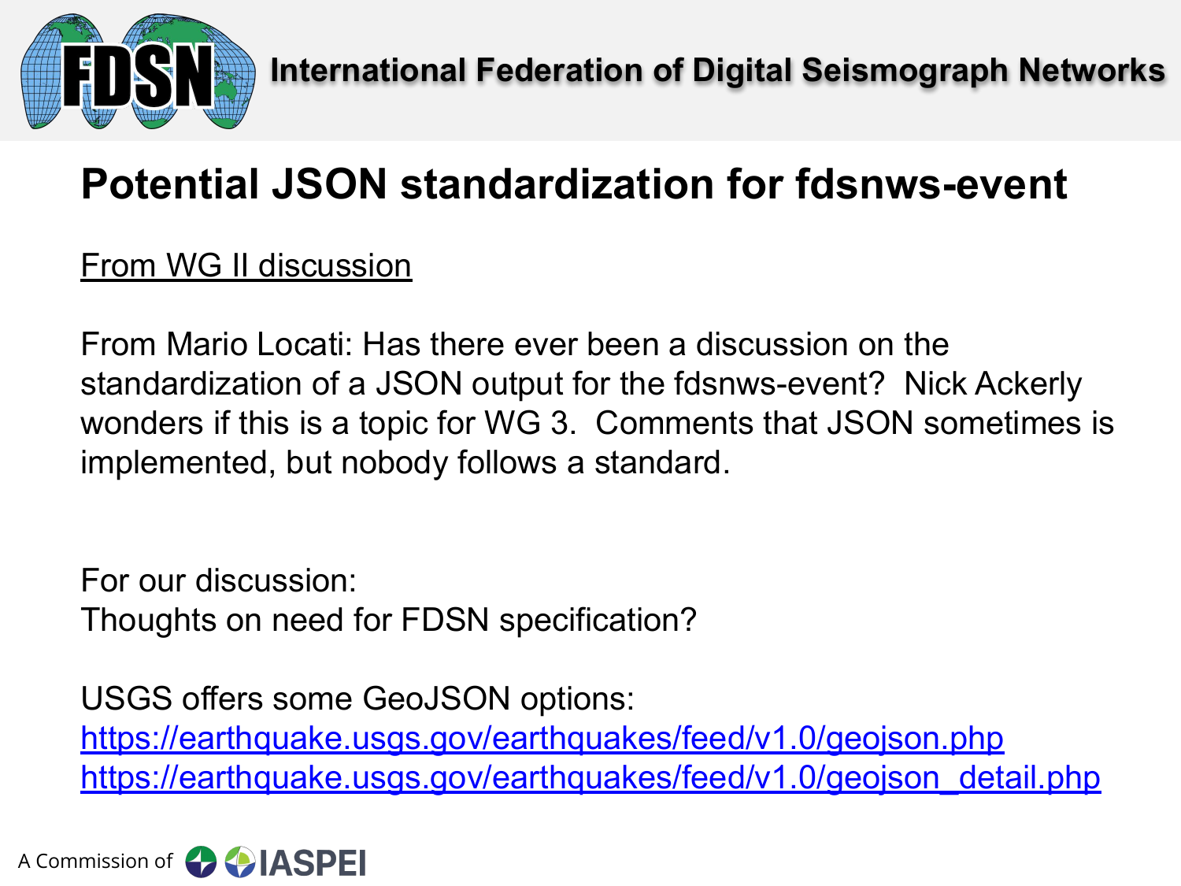# Potential JSON standardization for fdsnws-event

From WG II discussion

From Mario Locati: Has there ever been a discussion on the standardization of a JSON output for the fdsnws-event? Nick Ackerly wonders if this is a topic for WG 3. Comments that JSON sometimes is implemented, but nobody follows a standard.

For our discussion:
Thoughts on need for FDSN specification?

USGS offers some GeoJSON options:
https://earthquake.usgs.gov/earthquakes/feed/v1.0/geojson.php
https://earthquake.usgs.gov/earthquakes/feed/v1.0/geojson_detail.php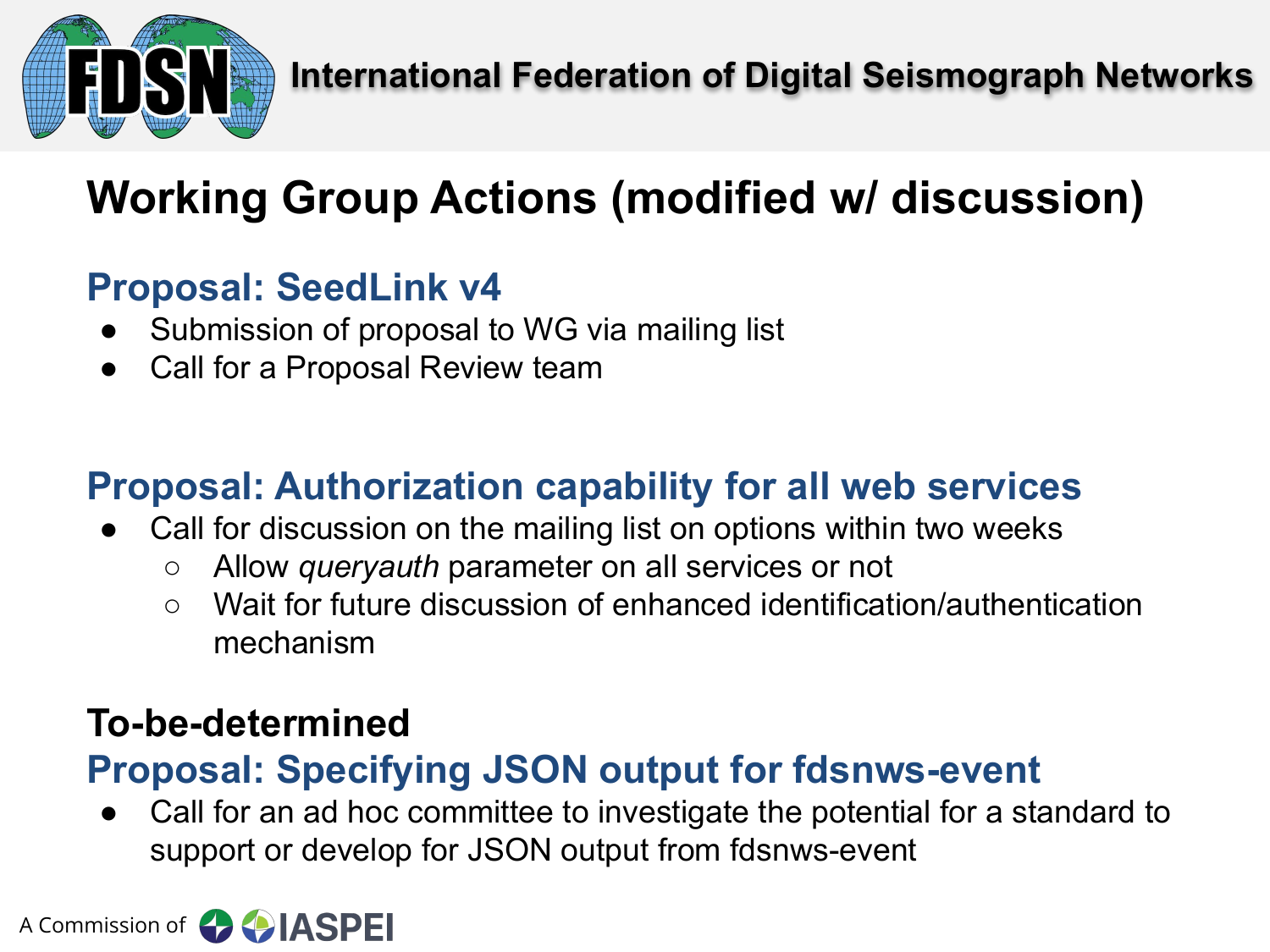# Working Group Actions (modified w/ discussion)

## Proposal: SeedLink v4

- Submission of proposal to WG via mailing list
- Call for a Proposal Review team

## Proposal: Authorization capability for all web services

- Call for discussion on the mailing list on options within two weeks
  - Allow *queryauth* parameter on all services or not
  - Wait for future discussion of enhanced identification/authentication mechanism

## To-be-determined

## Proposal: Specifying JSON output for fdsnws-event

- Call for an ad hoc committee to investigate the potential for a standard to support or develop for JSON output from fdsnws-event